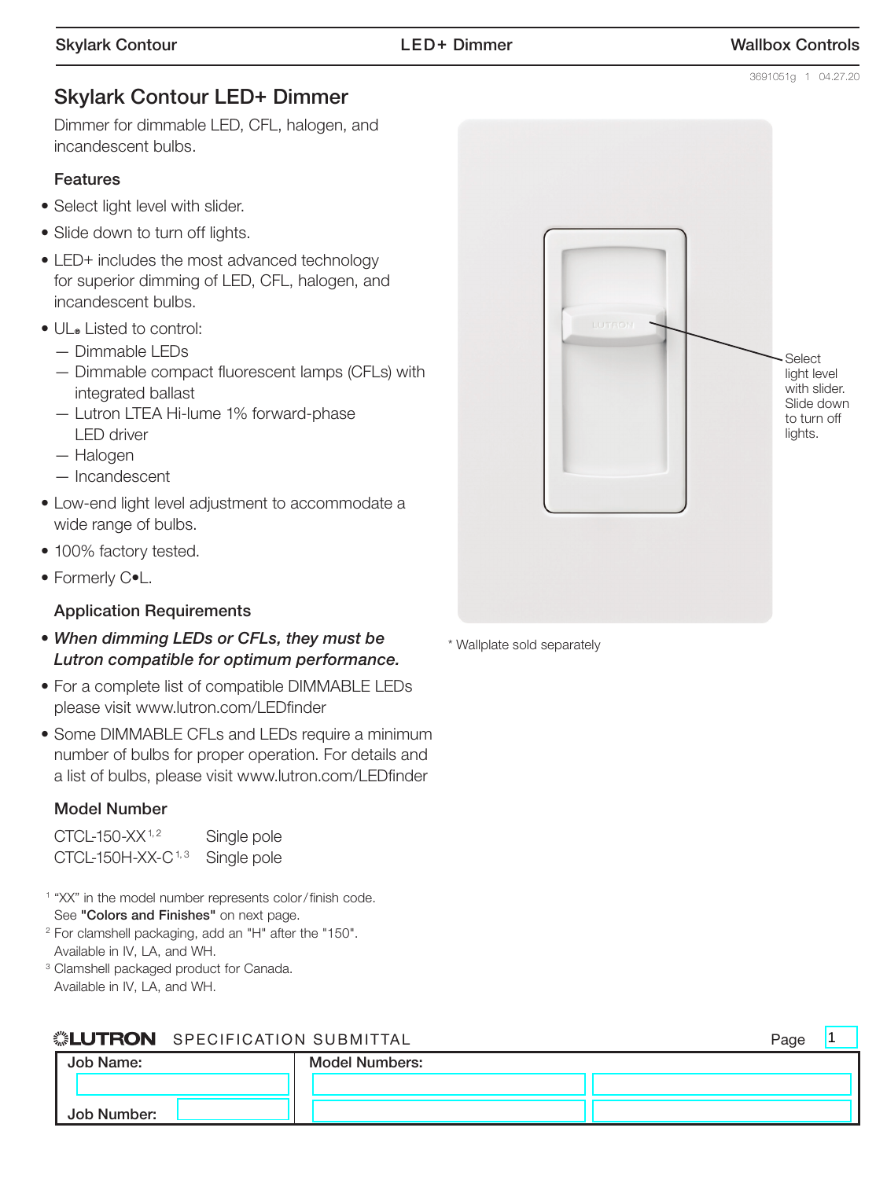# Skylark Contour LED+ Dimmer

Dimmer for dimmable LED, CFL, halogen, and incandescent bulbs.

## Features

- Select light level with slider.
- Slide down to turn off lights.
- LED+ includes the most advanced technology for superior dimming of LED, CFL, halogen, and incandescent bulbs.
- UL® Listed to control:
  - Dimmable LEDs
  - Dimmable compact fluorescent lamps (CFLs) with integrated ballast
  - Lutron LTEA Hi-lume 1% forward-phase LED driver
  - Halogen
  - Incandescent
- Low-end light level adjustment to accommodate a wide range of bulbs.
- 100% factory tested.
- Formerly C•L.

## Application Requirements

- ***When dimming LEDs or CFLs, they must be Lutron compatible for optimum performance.***
- For a complete list of compatible DIMMABLE LEDs please visit www.lutron.com/LEDfinder
- Some DIMMABLE CFLs and LEDs require a minimum number of bulbs for proper operation. For details and a list of bulbs, please visit www.lutron.com/LEDfinder

## Model Number

| | |
|---|---|
| CTCL-150-XX[1,2] | Single pole |
| CTCL-150H-XX-C[1,3] | Single pole |

[1] "XX" in the model number represents color/finish code. See **"Colors and Finishes"** on next page.
[2] For clamshell packaging, add an "H" after the "150". Available in IV, LA, and WH.
[3] Clamshell packaged product for Canada. Available in IV, LA, and WH.

Select light level with slider. Slide down to turn off lights.

\* Wallplate sold separately

**LUTRON** SPECIFICATION SUBMITTAL

| Job Name: | Model Numbers: | |
|---|---|---|
| | | |
| Job Number: | | |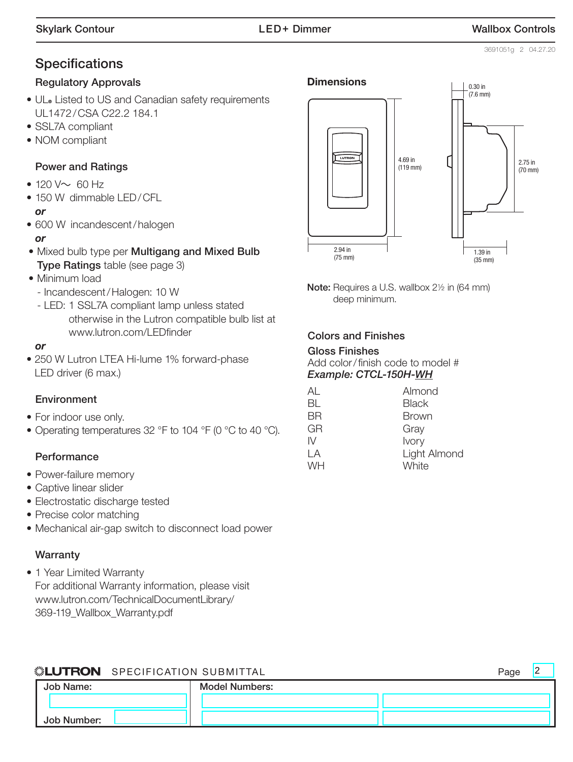# Specifications

## Regulatory Approvals

- UL® Listed to US and Canadian safety requirements UL1472/CSA C22.2 184.1
- SSL7A compliant
- NOM compliant

## Power and Ratings

- 120 V~ 60 Hz
- 150 W dimmable LED/CFL

***or***

- 600 W incandescent/halogen

***or***

- Mixed bulb type per **Multigang and Mixed Bulb Type Ratings** table (see page 3)
- Minimum load
  - Incandescent/Halogen: 10 W
  - LED: 1 SSL7A compliant lamp unless stated otherwise in the Lutron compatible bulb list at www.lutron.com/LEDfinder

***or***

- 250 W Lutron LTEA Hi-lume 1% forward-phase LED driver (6 max.)

## Environment

- For indoor use only.
- Operating temperatures 32 °F to 104 °F (0 °C to 40 °C).

## Performance

- Power-failure memory
- Captive linear slider
- Electrostatic discharge tested
- Precise color matching
- Mechanical air-gap switch to disconnect load power

## Warranty

- 1 Year Limited Warranty
  For additional Warranty information, please visit www.lutron.com/TechnicalDocumentLibrary/369-119_Wallbox_Warranty.pdf

## Dimensions

4.69 in (119 mm)
2.94 in (75 mm)
0.30 in (7.6 mm)
2.75 in (70 mm)
1.39 in (35 mm)

**Note:** Requires a U.S. wallbox 2½ in (64 mm) deep minimum.

## Colors and Finishes

### Gloss Finishes

Add color/finish code to model #
***Example: CTCL-150H-WH***

| Code | Color |
|---|---|
| AL | Almond |
| BL | Black |
| BR | Brown |
| GR | Gray |
| IV | Ivory |
| LA | Light Almond |
| WH | White |

**LUTRON** SPECIFICATION SUBMITTAL

| Job Name: | Model Numbers: |
|---|---|
| Job Number: | |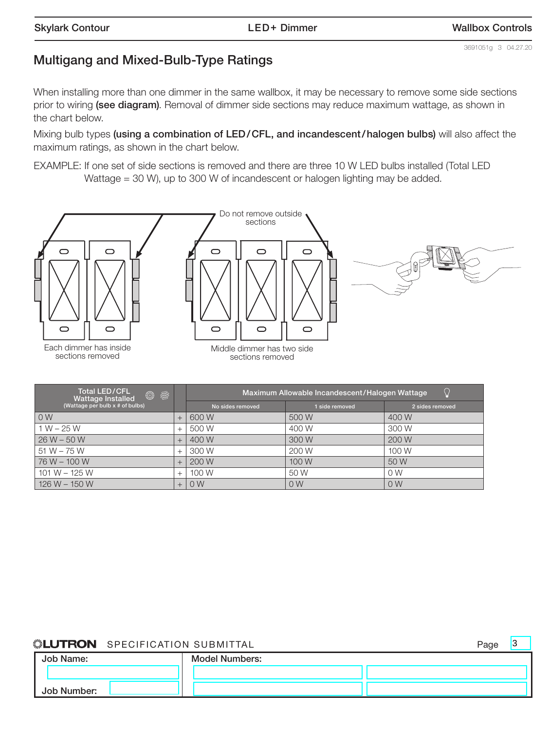## Multigang and Mixed-Bulb-Type Ratings

When installing more than one dimmer in the same wallbox, it may be necessary to remove some side sections prior to wiring **(see diagram)**. Removal of dimmer side sections may reduce maximum wattage, as shown in the chart below.

Mixing bulb types **(using a combination of LED/CFL, and incandescent/halogen bulbs)** will also affect the maximum ratings, as shown in the chart below.

EXAMPLE: If one set of side sections is removed and there are three 10 W LED bulbs installed (Total LED Wattage = 30 W), up to 300 W of incandescent or halogen lighting may be added.

Do not remove outside sections

Each dimmer has inside sections removed

Middle dimmer has two side sections removed

| Total LED/CFL Wattage Installed (Wattage per bulb x # of bulbs) | | Maximum Allowable Incandescent/Halogen Wattage | | |
|---|---|---|---|---|
| | | No sides removed | 1 side removed | 2 sides removed |
| 0 W | + | 600 W | 500 W | 400 W |
| 1 W – 25 W | + | 500 W | 400 W | 300 W |
| 26 W – 50 W | + | 400 W | 300 W | 200 W |
| 51 W – 75 W | + | 300 W | 200 W | 100 W |
| 76 W – 100 W | + | 200 W | 100 W | 50 W |
| 101 W – 125 W | + | 100 W | 50 W | 0 W |
| 126 W – 150 W | + | 0 W | 0 W | 0 W |

LUTRON SPECIFICATION SUBMITTAL

| Job Name: | Model Numbers: |
|---|---|
| Job Number: | |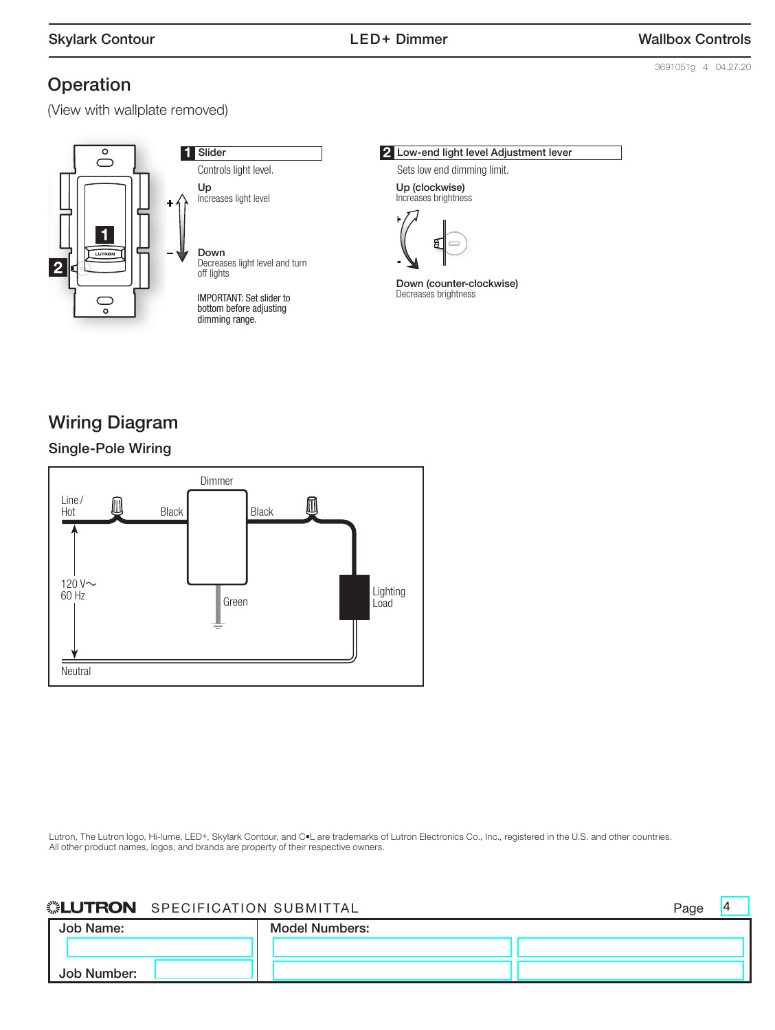3691051g 4 04.27.20

## Operation

(View with wallplate removed)

**1 Slider**

Controls light level.

**Up**
Increases light level

**Down**
Decreases light level and turn off lights

IMPORTANT: Set slider to bottom before adjusting dimming range.

**2 Low-end light level Adjustment lever**

Sets low end dimming limit.

**Up (clockwise)**
Increases brightness

**Down (counter-clockwise)**
Decreases brightness

## Wiring Diagram

### Single-Pole Wiring

Dimmer

Line / Hot

Black

Black

120 V~
60 Hz

Green

Lighting Load

Neutral

Lutron, The Lutron logo, Hi-lume, LED+, Skylark Contour, and C•L are trademarks of Lutron Electronics Co., Inc., registered in the U.S. and other countries.
All other product names, logos, and brands are property of their respective owners.

LUTRON SPECIFICATION SUBMITTAL

| Job Name: | Model Numbers: | |
|---|---|---|
| | | |
| Job Number: | | |